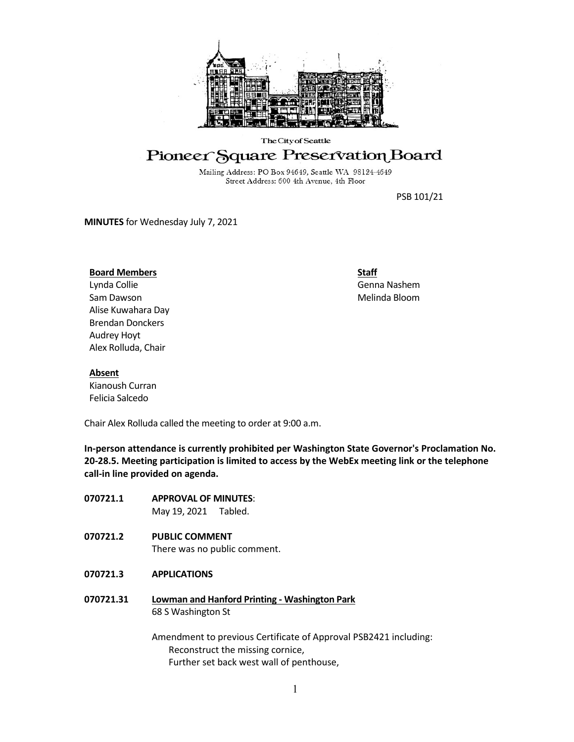The City of Seattle

# Pioneer Square Preservation Board

Mailing Address: PO Box 94649, Seattle WA 98124-4649
Street Address: 600 4th Avenue, 4th Floor

PSB 101/21

**MINUTES** for Wednesday July 7, 2021

**Board Members**
Lynda Collie
Sam Dawson
Alise Kuwahara Day
Brendan Donckers
Audrey Hoyt
Alex Rolluda, Chair

**Staff**
Genna Nashem
Melinda Bloom

**Absent**
Kianoush Curran
Felicia Salcedo

Chair Alex Rolluda called the meeting to order at 9:00 a.m.

**In-person attendance is currently prohibited per Washington State Governor's Proclamation No. 20-28.5. Meeting participation is limited to access by the WebEx meeting link or the telephone call-in line provided on agenda.**

**070721.1 APPROVAL OF MINUTES**:
May 19, 2021 Tabled.

**070721.2 PUBLIC COMMENT**
There was no public comment.

**070721.3 APPLICATIONS**

**070721.31 Lowman and Hanford Printing - Washington Park**
68 S Washington St

Amendment to previous Certificate of Approval PSB2421 including:
- Reconstruct the missing cornice,
- Further set back west wall of penthouse,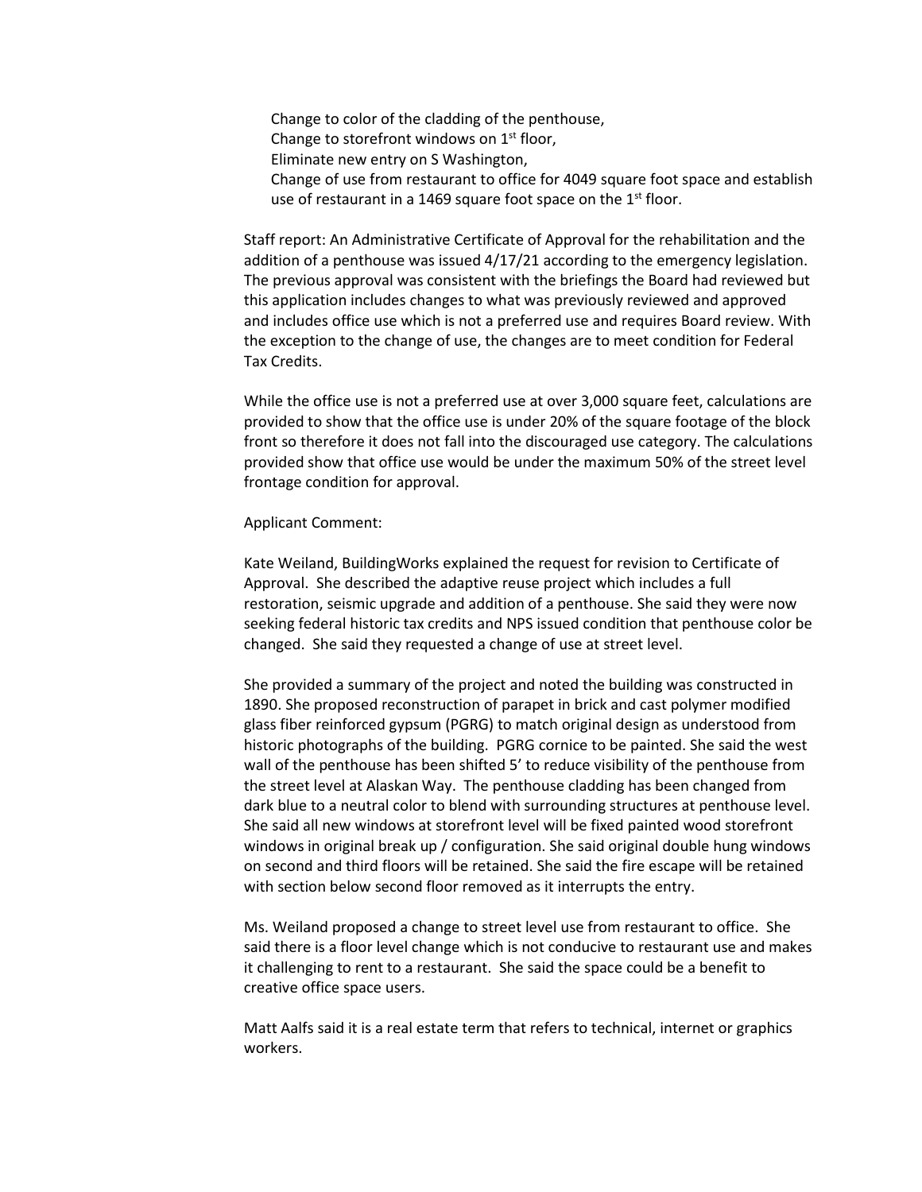Change to color of the cladding of the penthouse,
Change to storefront windows on 1st floor,
Eliminate new entry on S Washington,
Change of use from restaurant to office for 4049 square foot space and establish use of restaurant in a 1469 square foot space on the 1st floor.

Staff report: An Administrative Certificate of Approval for the rehabilitation and the addition of a penthouse was issued 4/17/21 according to the emergency legislation. The previous approval was consistent with the briefings the Board had reviewed but this application includes changes to what was previously reviewed and approved and includes office use which is not a preferred use and requires Board review. With the exception to the change of use, the changes are to meet condition for Federal Tax Credits.

While the office use is not a preferred use at over 3,000 square feet, calculations are provided to show that the office use is under 20% of the square footage of the block front so therefore it does not fall into the discouraged use category. The calculations provided show that office use would be under the maximum 50% of the street level frontage condition for approval.

Applicant Comment:

Kate Weiland, BuildingWorks explained the request for revision to Certificate of Approval. She described the adaptive reuse project which includes a full restoration, seismic upgrade and addition of a penthouse. She said they were now seeking federal historic tax credits and NPS issued condition that penthouse color be changed. She said they requested a change of use at street level.

She provided a summary of the project and noted the building was constructed in 1890. She proposed reconstruction of parapet in brick and cast polymer modified glass fiber reinforced gypsum (PGRG) to match original design as understood from historic photographs of the building. PGRG cornice to be painted. She said the west wall of the penthouse has been shifted 5' to reduce visibility of the penthouse from the street level at Alaskan Way. The penthouse cladding has been changed from dark blue to a neutral color to blend with surrounding structures at penthouse level. She said all new windows at storefront level will be fixed painted wood storefront windows in original break up / configuration. She said original double hung windows on second and third floors will be retained. She said the fire escape will be retained with section below second floor removed as it interrupts the entry.

Ms. Weiland proposed a change to street level use from restaurant to office. She said there is a floor level change which is not conducive to restaurant use and makes it challenging to rent to a restaurant. She said the space could be a benefit to creative office space users.

Matt Aalfs said it is a real estate term that refers to technical, internet or graphics workers.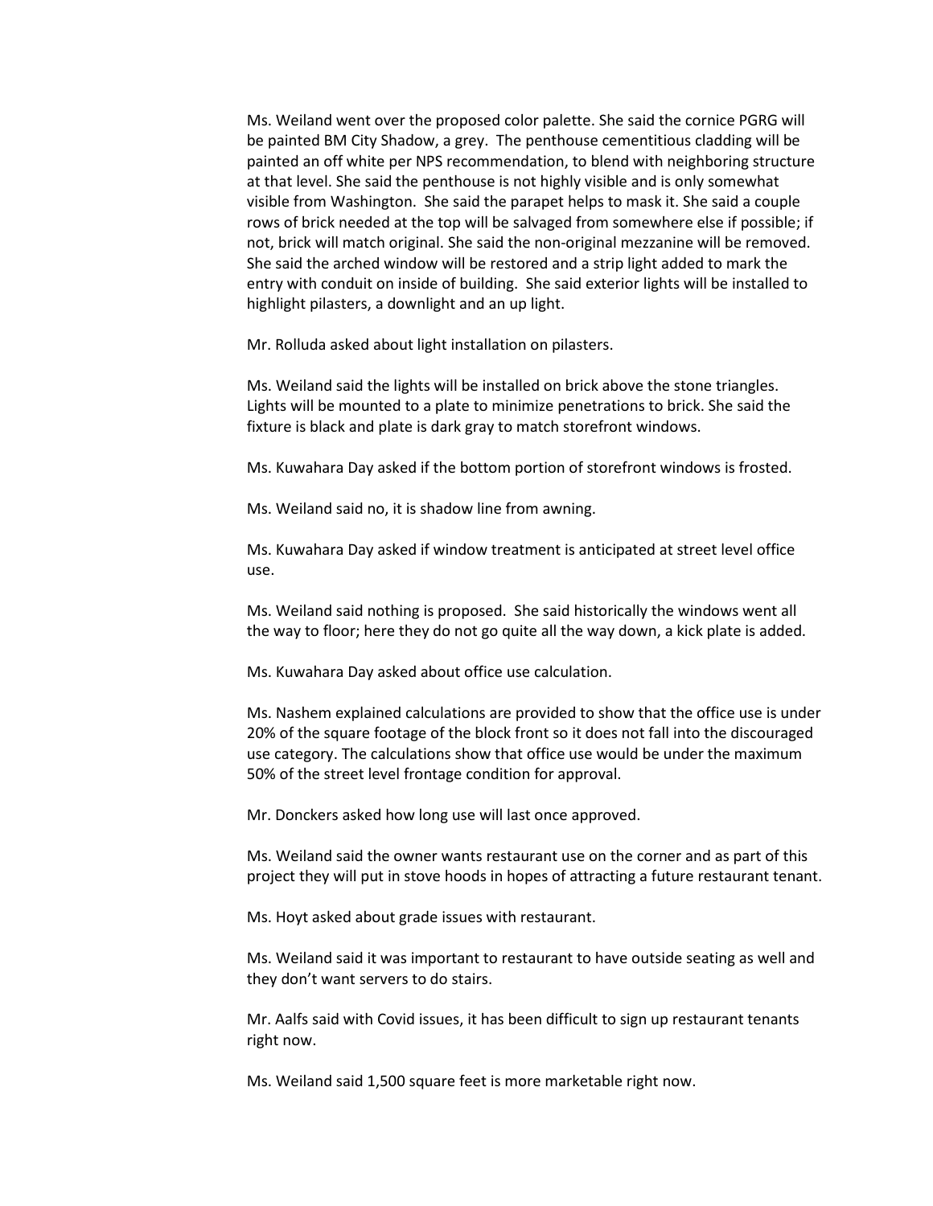Ms. Weiland went over the proposed color palette. She said the cornice PGRG will be painted BM City Shadow, a grey. The penthouse cementitious cladding will be painted an off white per NPS recommendation, to blend with neighboring structure at that level. She said the penthouse is not highly visible and is only somewhat visible from Washington. She said the parapet helps to mask it. She said a couple rows of brick needed at the top will be salvaged from somewhere else if possible; if not, brick will match original. She said the non-original mezzanine will be removed. She said the arched window will be restored and a strip light added to mark the entry with conduit on inside of building. She said exterior lights will be installed to highlight pilasters, a downlight and an up light.

Mr. Rolluda asked about light installation on pilasters.

Ms. Weiland said the lights will be installed on brick above the stone triangles. Lights will be mounted to a plate to minimize penetrations to brick. She said the fixture is black and plate is dark gray to match storefront windows.

Ms. Kuwahara Day asked if the bottom portion of storefront windows is frosted.

Ms. Weiland said no, it is shadow line from awning.

Ms. Kuwahara Day asked if window treatment is anticipated at street level office use.

Ms. Weiland said nothing is proposed. She said historically the windows went all the way to floor; here they do not go quite all the way down, a kick plate is added.

Ms. Kuwahara Day asked about office use calculation.

Ms. Nashem explained calculations are provided to show that the office use is under 20% of the square footage of the block front so it does not fall into the discouraged use category. The calculations show that office use would be under the maximum 50% of the street level frontage condition for approval.

Mr. Donckers asked how long use will last once approved.

Ms. Weiland said the owner wants restaurant use on the corner and as part of this project they will put in stove hoods in hopes of attracting a future restaurant tenant.

Ms. Hoyt asked about grade issues with restaurant.

Ms. Weiland said it was important to restaurant to have outside seating as well and they don't want servers to do stairs.

Mr. Aalfs said with Covid issues, it has been difficult to sign up restaurant tenants right now.

Ms. Weiland said 1,500 square feet is more marketable right now.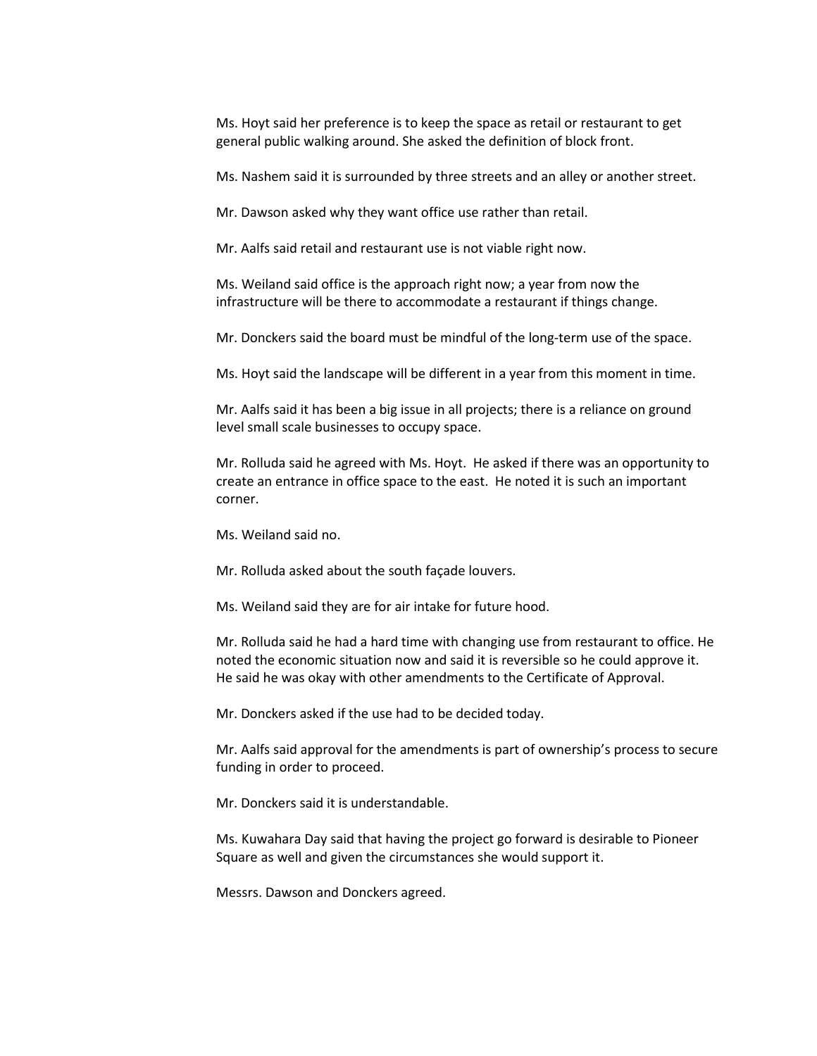Ms. Hoyt said her preference is to keep the space as retail or restaurant to get general public walking around. She asked the definition of block front.

Ms. Nashem said it is surrounded by three streets and an alley or another street.

Mr. Dawson asked why they want office use rather than retail.

Mr. Aalfs said retail and restaurant use is not viable right now.

Ms. Weiland said office is the approach right now; a year from now the infrastructure will be there to accommodate a restaurant if things change.

Mr. Donckers said the board must be mindful of the long-term use of the space.

Ms. Hoyt said the landscape will be different in a year from this moment in time.

Mr. Aalfs said it has been a big issue in all projects; there is a reliance on ground level small scale businesses to occupy space.

Mr. Rolluda said he agreed with Ms. Hoyt. He asked if there was an opportunity to create an entrance in office space to the east. He noted it is such an important corner.

Ms. Weiland said no.

Mr. Rolluda asked about the south façade louvers.

Ms. Weiland said they are for air intake for future hood.

Mr. Rolluda said he had a hard time with changing use from restaurant to office. He noted the economic situation now and said it is reversible so he could approve it. He said he was okay with other amendments to the Certificate of Approval.

Mr. Donckers asked if the use had to be decided today.

Mr. Aalfs said approval for the amendments is part of ownership's process to secure funding in order to proceed.

Mr. Donckers said it is understandable.

Ms. Kuwahara Day said that having the project go forward is desirable to Pioneer Square as well and given the circumstances she would support it.

Messrs. Dawson and Donckers agreed.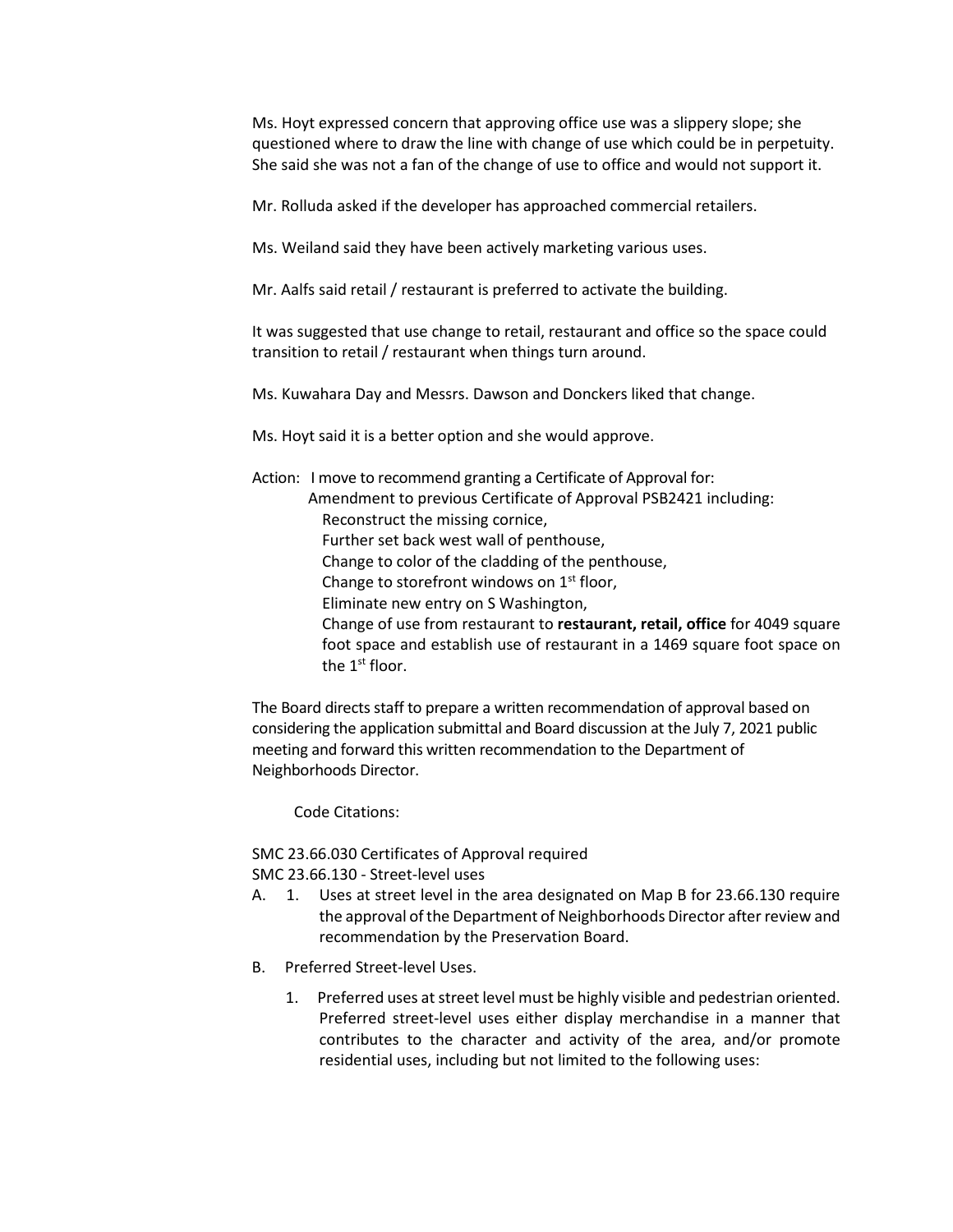Ms. Hoyt expressed concern that approving office use was a slippery slope; she questioned where to draw the line with change of use which could be in perpetuity. She said she was not a fan of the change of use to office and would not support it.

Mr. Rolluda asked if the developer has approached commercial retailers.

Ms. Weiland said they have been actively marketing various uses.

Mr. Aalfs said retail / restaurant is preferred to activate the building.

It was suggested that use change to retail, restaurant and office so the space could transition to retail / restaurant when things turn around.

Ms. Kuwahara Day and Messrs. Dawson and Donckers liked that change.

Ms. Hoyt said it is a better option and she would approve.

Action: I move to recommend granting a Certificate of Approval for:

Amendment to previous Certificate of Approval PSB2421 including:

- Reconstruct the missing cornice,
- Further set back west wall of penthouse,
- Change to color of the cladding of the penthouse,
- Change to storefront windows on 1st floor,
- Eliminate new entry on S Washington,
- Change of use from restaurant to **restaurant, retail, office** for 4049 square foot space and establish use of restaurant in a 1469 square foot space on the 1st floor.

The Board directs staff to prepare a written recommendation of approval based on considering the application submittal and Board discussion at the July 7, 2021 public meeting and forward this written recommendation to the Department of Neighborhoods Director.

Code Citations:

SMC 23.66.030 Certificates of Approval required

SMC 23.66.130 - Street-level uses

A. 1. Uses at street level in the area designated on Map B for 23.66.130 require the approval of the Department of Neighborhoods Director after review and recommendation by the Preservation Board.

B. Preferred Street-level Uses.

1. Preferred uses at street level must be highly visible and pedestrian oriented. Preferred street-level uses either display merchandise in a manner that contributes to the character and activity of the area, and/or promote residential uses, including but not limited to the following uses: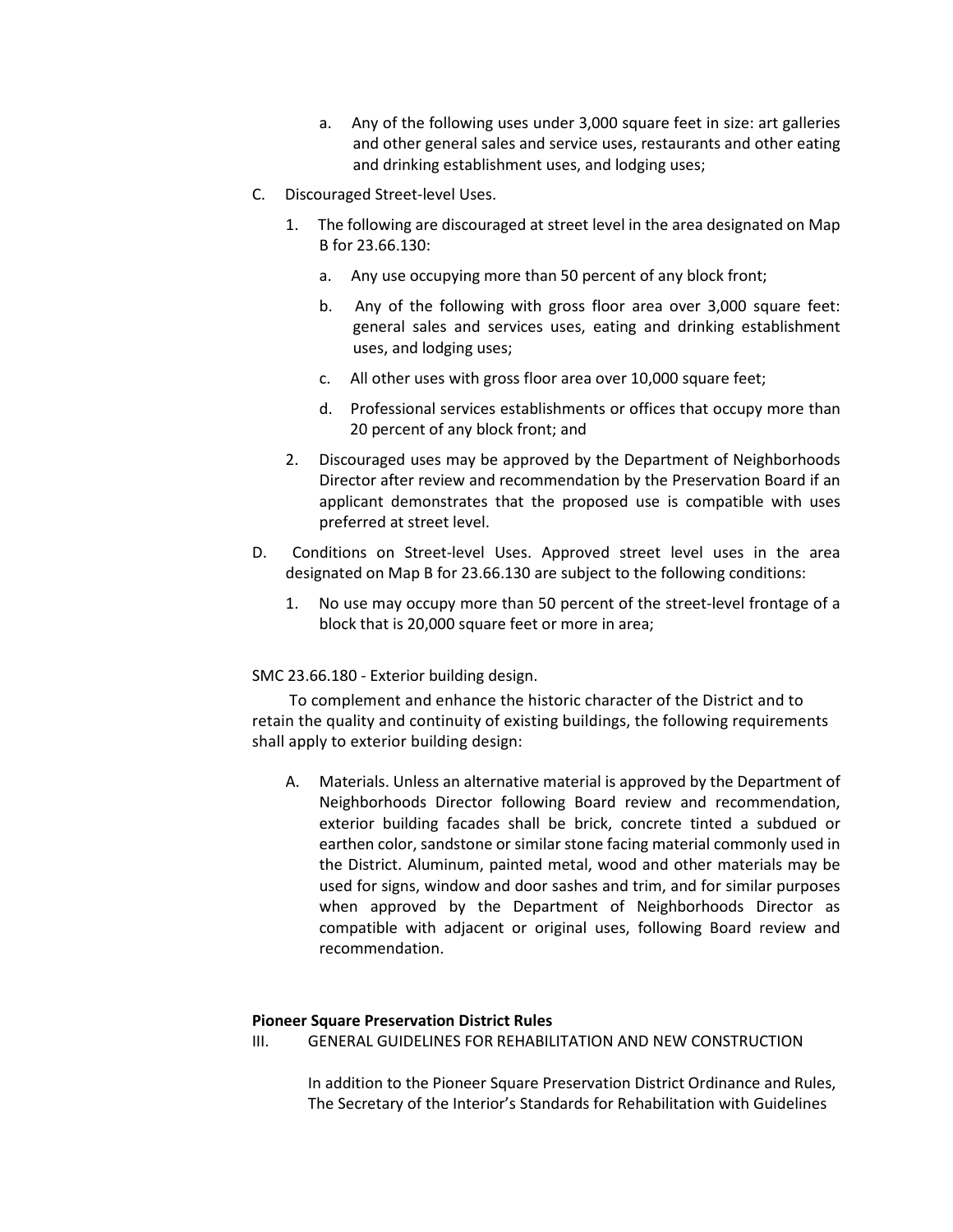a. Any of the following uses under 3,000 square feet in size: art galleries and other general sales and service uses, restaurants and other eating and drinking establishment uses, and lodging uses;

C. Discouraged Street-level Uses.

1. The following are discouraged at street level in the area designated on Map B for 23.66.130:

   a. Any use occupying more than 50 percent of any block front;

   b. Any of the following with gross floor area over 3,000 square feet: general sales and services uses, eating and drinking establishment uses, and lodging uses;

   c. All other uses with gross floor area over 10,000 square feet;

   d. Professional services establishments or offices that occupy more than 20 percent of any block front; and

2. Discouraged uses may be approved by the Department of Neighborhoods Director after review and recommendation by the Preservation Board if an applicant demonstrates that the proposed use is compatible with uses preferred at street level.

D. Conditions on Street-level Uses. Approved street level uses in the area designated on Map B for 23.66.130 are subject to the following conditions:

1. No use may occupy more than 50 percent of the street-level frontage of a block that is 20,000 square feet or more in area;

SMC 23.66.180 - Exterior building design.

To complement and enhance the historic character of the District and to retain the quality and continuity of existing buildings, the following requirements shall apply to exterior building design:

A. Materials. Unless an alternative material is approved by the Department of Neighborhoods Director following Board review and recommendation, exterior building facades shall be brick, concrete tinted a subdued or earthen color, sandstone or similar stone facing material commonly used in the District. Aluminum, painted metal, wood and other materials may be used for signs, window and door sashes and trim, and for similar purposes when approved by the Department of Neighborhoods Director as compatible with adjacent or original uses, following Board review and recommendation.

**Pioneer Square Preservation District Rules**

III. GENERAL GUIDELINES FOR REHABILITATION AND NEW CONSTRUCTION

In addition to the Pioneer Square Preservation District Ordinance and Rules, The Secretary of the Interior's Standards for Rehabilitation with Guidelines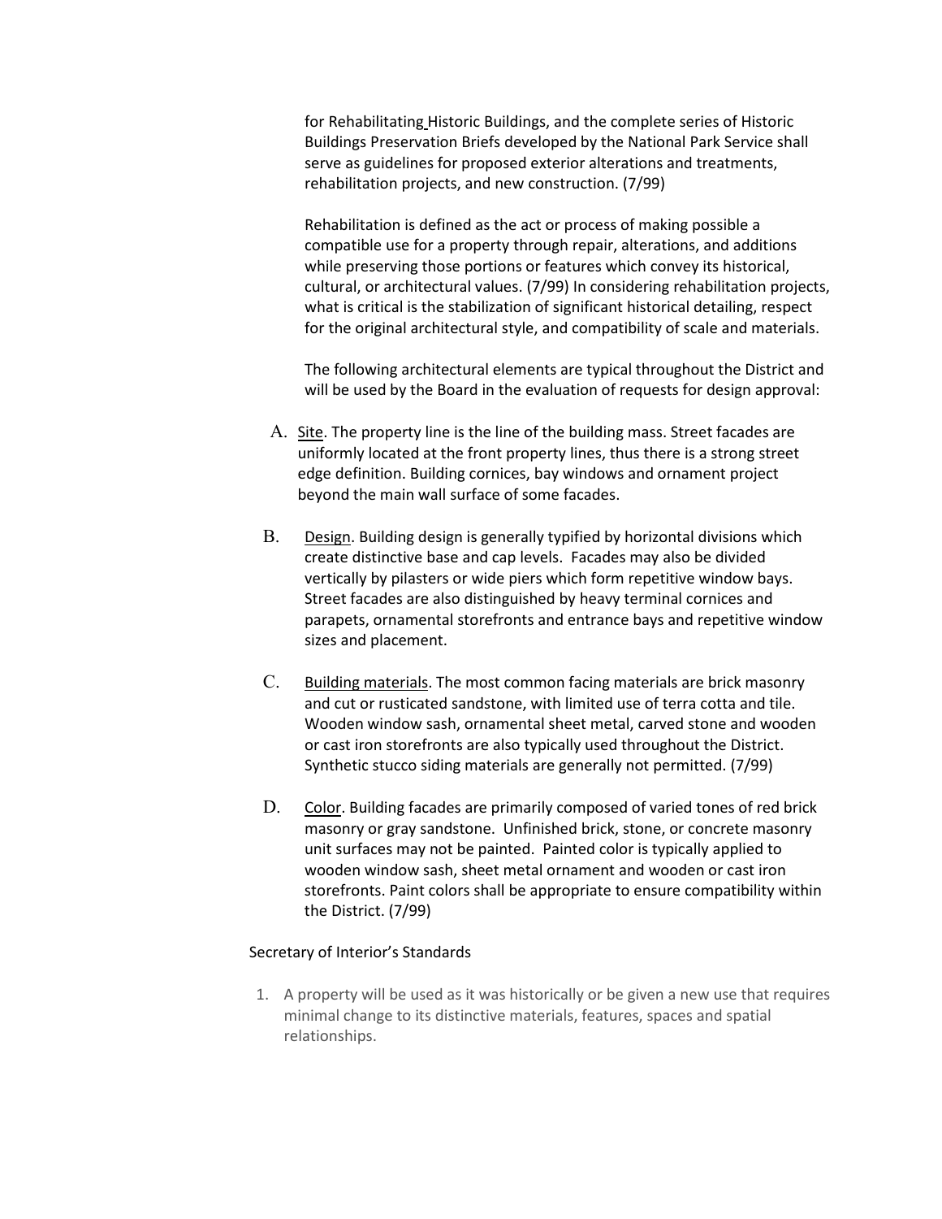for Rehabilitating Historic Buildings, and the complete series of Historic Buildings Preservation Briefs developed by the National Park Service shall serve as guidelines for proposed exterior alterations and treatments, rehabilitation projects, and new construction. (7/99)

Rehabilitation is defined as the act or process of making possible a compatible use for a property through repair, alterations, and additions while preserving those portions or features which convey its historical, cultural, or architectural values. (7/99) In considering rehabilitation projects, what is critical is the stabilization of significant historical detailing, respect for the original architectural style, and compatibility of scale and materials.

The following architectural elements are typical throughout the District and will be used by the Board in the evaluation of requests for design approval:

A. Site. The property line is the line of the building mass. Street facades are uniformly located at the front property lines, thus there is a strong street edge definition. Building cornices, bay windows and ornament project beyond the main wall surface of some facades.

B. Design. Building design is generally typified by horizontal divisions which create distinctive base and cap levels. Facades may also be divided vertically by pilasters or wide piers which form repetitive window bays. Street facades are also distinguished by heavy terminal cornices and parapets, ornamental storefronts and entrance bays and repetitive window sizes and placement.

C. Building materials. The most common facing materials are brick masonry and cut or rusticated sandstone, with limited use of terra cotta and tile. Wooden window sash, ornamental sheet metal, carved stone and wooden or cast iron storefronts are also typically used throughout the District. Synthetic stucco siding materials are generally not permitted. (7/99)

D. Color. Building facades are primarily composed of varied tones of red brick masonry or gray sandstone. Unfinished brick, stone, or concrete masonry unit surfaces may not be painted. Painted color is typically applied to wooden window sash, sheet metal ornament and wooden or cast iron storefronts. Paint colors shall be appropriate to ensure compatibility within the District. (7/99)

Secretary of Interior's Standards

1. A property will be used as it was historically or be given a new use that requires minimal change to its distinctive materials, features, spaces and spatial relationships.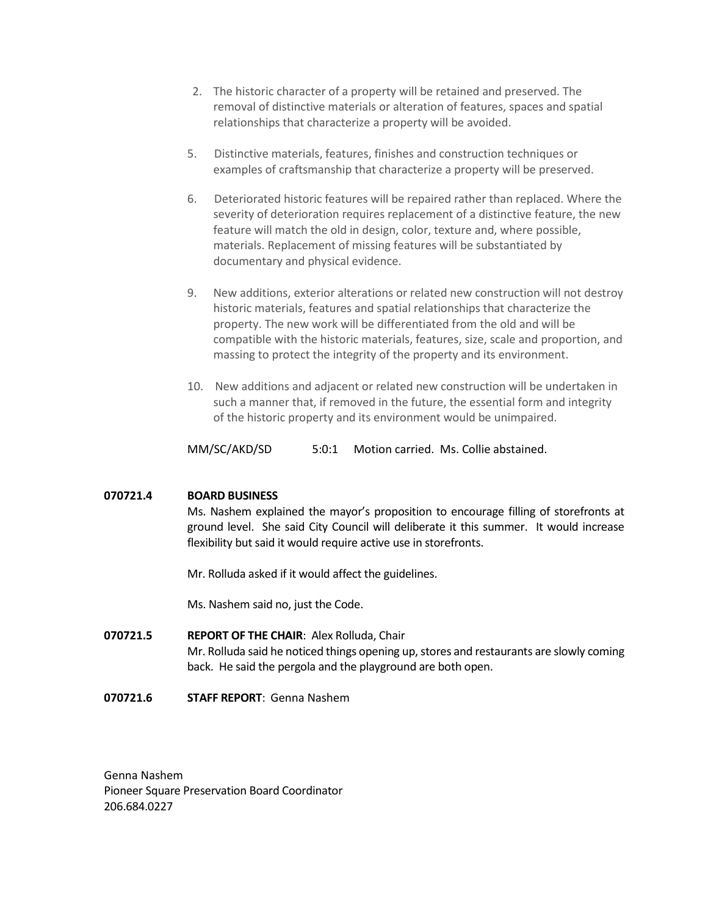2. The historic character of a property will be retained and preserved. The removal of distinctive materials or alteration of features, spaces and spatial relationships that characterize a property will be avoided.

5. Distinctive materials, features, finishes and construction techniques or examples of craftsmanship that characterize a property will be preserved.

6. Deteriorated historic features will be repaired rather than replaced. Where the severity of deterioration requires replacement of a distinctive feature, the new feature will match the old in design, color, texture and, where possible, materials. Replacement of missing features will be substantiated by documentary and physical evidence.

9. New additions, exterior alterations or related new construction will not destroy historic materials, features and spatial relationships that characterize the property. The new work will be differentiated from the old and will be compatible with the historic materials, features, size, scale and proportion, and massing to protect the integrity of the property and its environment.

10. New additions and adjacent or related new construction will be undertaken in such a manner that, if removed in the future, the essential form and integrity of the historic property and its environment would be unimpaired.

MM/SC/AKD/SD 5:0:1 Motion carried. Ms. Collie abstained.

**070721.4 BOARD BUSINESS**

Ms. Nashem explained the mayor's proposition to encourage filling of storefronts at ground level. She said City Council will deliberate it this summer. It would increase flexibility but said it would require active use in storefronts.

Mr. Rolluda asked if it would affect the guidelines.

Ms. Nashem said no, just the Code.

**070721.5 REPORT OF THE CHAIR**: Alex Rolluda, Chair

Mr. Rolluda said he noticed things opening up, stores and restaurants are slowly coming back. He said the pergola and the playground are both open.

**070721.6 STAFF REPORT**: Genna Nashem

Genna Nashem
Pioneer Square Preservation Board Coordinator
206.684.0227